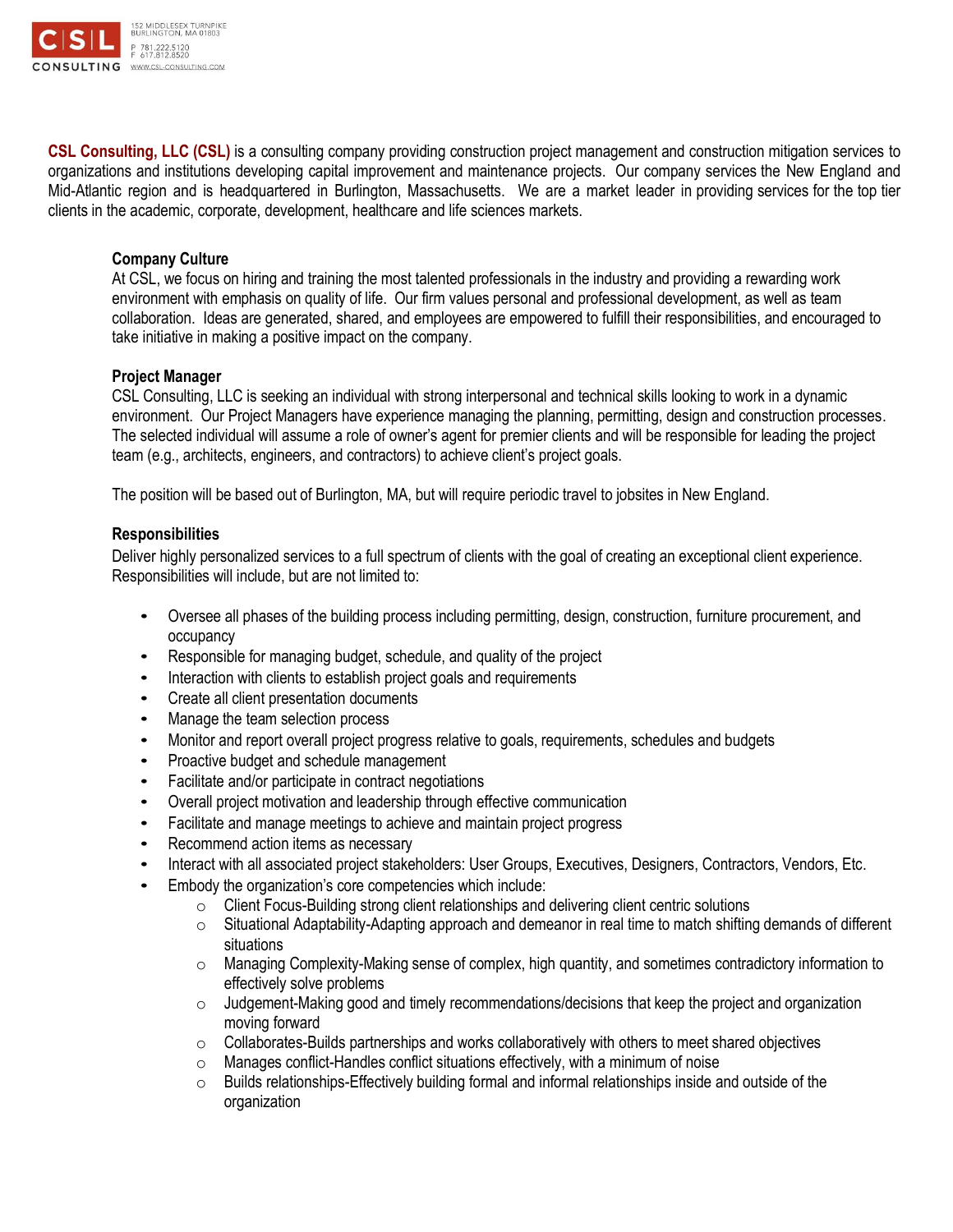CSL CONSULTING

152 MIDDLESEX TURNPIKE
BURLINGTON, MA 01803

P 781.222.5120
F 617.812.8520
WWW.CSL-CONSULTING.COM

**CSL Consulting, LLC (CSL)** is a consulting company providing construction project management and construction mitigation services to organizations and institutions developing capital improvement and maintenance projects. Our company services the New England and Mid-Atlantic region and is headquartered in Burlington, Massachusetts. We are a market leader in providing services for the top tier clients in the academic, corporate, development, healthcare and life sciences markets.

### Company Culture

At CSL, we focus on hiring and training the most talented professionals in the industry and providing a rewarding work environment with emphasis on quality of life. Our firm values personal and professional development, as well as team collaboration. Ideas are generated, shared, and employees are empowered to fulfill their responsibilities, and encouraged to take initiative in making a positive impact on the company.

### Project Manager

CSL Consulting, LLC is seeking an individual with strong interpersonal and technical skills looking to work in a dynamic environment. Our Project Managers have experience managing the planning, permitting, design and construction processes. The selected individual will assume a role of owner's agent for premier clients and will be responsible for leading the project team (e.g., architects, engineers, and contractors) to achieve client's project goals.

The position will be based out of Burlington, MA, but will require periodic travel to jobsites in New England.

### Responsibilities

Deliver highly personalized services to a full spectrum of clients with the goal of creating an exceptional client experience. Responsibilities will include, but are not limited to:

- Oversee all phases of the building process including permitting, design, construction, furniture procurement, and occupancy
- Responsible for managing budget, schedule, and quality of the project
- Interaction with clients to establish project goals and requirements
- Create all client presentation documents
- Manage the team selection process
- Monitor and report overall project progress relative to goals, requirements, schedules and budgets
- Proactive budget and schedule management
- Facilitate and/or participate in contract negotiations
- Overall project motivation and leadership through effective communication
- Facilitate and manage meetings to achieve and maintain project progress
- Recommend action items as necessary
- Interact with all associated project stakeholders: User Groups, Executives, Designers, Contractors, Vendors, Etc.
- Embody the organization's core competencies which include:
  - Client Focus-Building strong client relationships and delivering client centric solutions
  - Situational Adaptability-Adapting approach and demeanor in real time to match shifting demands of different situations
  - Managing Complexity-Making sense of complex, high quantity, and sometimes contradictory information to effectively solve problems
  - Judgement-Making good and timely recommendations/decisions that keep the project and organization moving forward
  - Collaborates-Builds partnerships and works collaboratively with others to meet shared objectives
  - Manages conflict-Handles conflict situations effectively, with a minimum of noise
  - Builds relationships-Effectively building formal and informal relationships inside and outside of the organization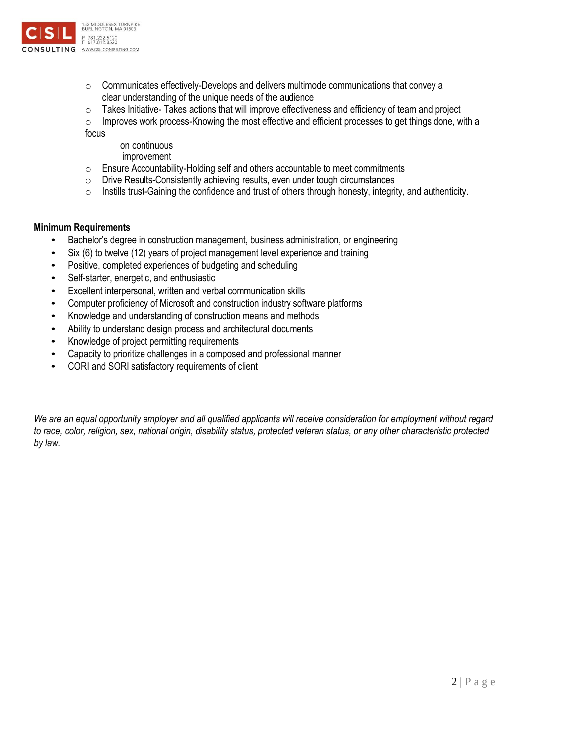- Communicates effectively-Develops and delivers multimode communications that convey a clear understanding of the unique needs of the audience
- Takes Initiative- Takes actions that will improve effectiveness and efficiency of team and project
- Improves work process-Knowing the most effective and efficient processes to get things done, with a focus on continuous improvement
- Ensure Accountability-Holding self and others accountable to meet commitments
- Drive Results-Consistently achieving results, even under tough circumstances
- Instills trust-Gaining the confidence and trust of others through honesty, integrity, and authenticity.

**Minimum Requirements**

- Bachelor's degree in construction management, business administration, or engineering
- Six (6) to twelve (12) years of project management level experience and training
- Positive, completed experiences of budgeting and scheduling
- Self-starter, energetic, and enthusiastic
- Excellent interpersonal, written and verbal communication skills
- Computer proficiency of Microsoft and construction industry software platforms
- Knowledge and understanding of construction means and methods
- Ability to understand design process and architectural documents
- Knowledge of project permitting requirements
- Capacity to prioritize challenges in a composed and professional manner
- CORI and SORI satisfactory requirements of client

*We are an equal opportunity employer and all qualified applicants will receive consideration for employment without regard to race, color, religion, sex, national origin, disability status, protected veteran status, or any other characteristic protected by law.*